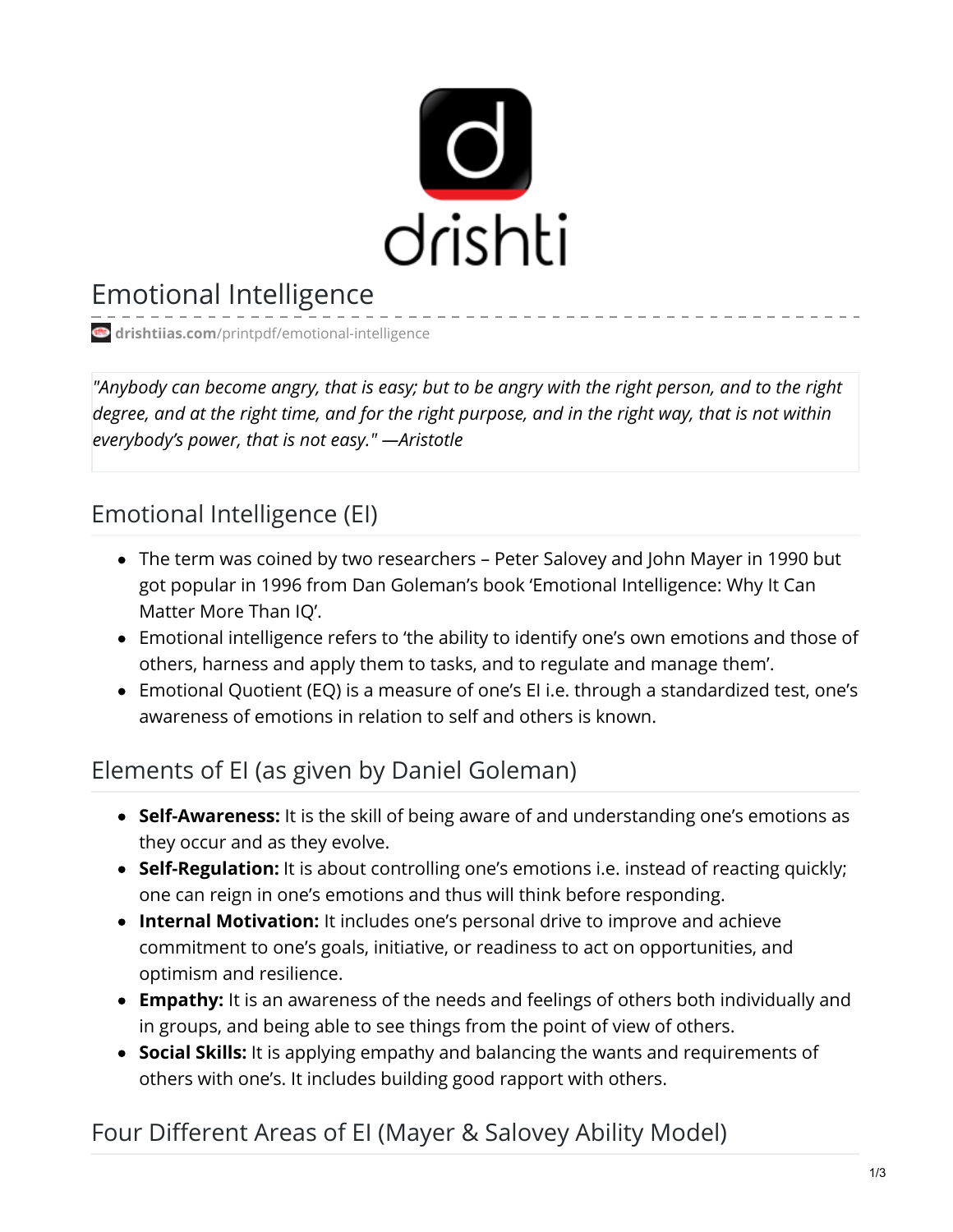# Emotional Intelligence

drishtiias.com/printpdf/emotional-intelligence

*"Anybody can become angry, that is easy; but to be angry with the right person, and to the right degree, and at the right time, and for the right purpose, and in the right way, that is not within everybody's power, that is not easy." —Aristotle*

## Emotional Intelligence (EI)

- The term was coined by two researchers – Peter Salovey and John Mayer in 1990 but got popular in 1996 from Dan Goleman's book 'Emotional Intelligence: Why It Can Matter More Than IQ'.
- Emotional intelligence refers to 'the ability to identify one's own emotions and those of others, harness and apply them to tasks, and to regulate and manage them'.
- Emotional Quotient (EQ) is a measure of one's EI i.e. through a standardized test, one's awareness of emotions in relation to self and others is known.

## Elements of EI (as given by Daniel Goleman)

- **Self-Awareness:** It is the skill of being aware of and understanding one's emotions as they occur and as they evolve.
- **Self-Regulation:** It is about controlling one's emotions i.e. instead of reacting quickly; one can reign in one's emotions and thus will think before responding.
- **Internal Motivation:** It includes one's personal drive to improve and achieve commitment to one's goals, initiative, or readiness to act on opportunities, and optimism and resilience.
- **Empathy:** It is an awareness of the needs and feelings of others both individually and in groups, and being able to see things from the point of view of others.
- **Social Skills:** It is applying empathy and balancing the wants and requirements of others with one's. It includes building good rapport with others.

## Four Different Areas of EI (Mayer & Salovey Ability Model)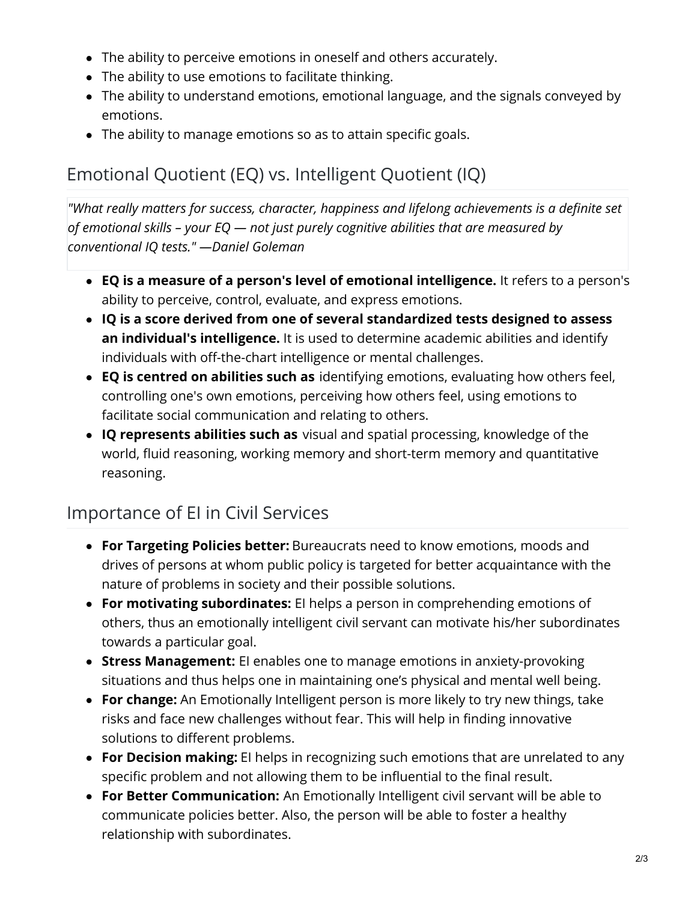- The ability to perceive emotions in oneself and others accurately.
- The ability to use emotions to facilitate thinking.
- The ability to understand emotions, emotional language, and the signals conveyed by emotions.
- The ability to manage emotions so as to attain specific goals.

## Emotional Quotient (EQ) vs. Intelligent Quotient (IQ)

> *"What really matters for success, character, happiness and lifelong achievements is a definite set of emotional skills – your EQ — not just purely cognitive abilities that are measured by conventional IQ tests." —Daniel Goleman*

- **EQ is a measure of a person's level of emotional intelligence.** It refers to a person's ability to perceive, control, evaluate, and express emotions.
- **IQ is a score derived from one of several standardized tests designed to assess an individual's intelligence.** It is used to determine academic abilities and identify individuals with off-the-chart intelligence or mental challenges.
- **EQ is centred on abilities such as** identifying emotions, evaluating how others feel, controlling one's own emotions, perceiving how others feel, using emotions to facilitate social communication and relating to others.
- **IQ represents abilities such as** visual and spatial processing, knowledge of the world, fluid reasoning, working memory and short-term memory and quantitative reasoning.

## Importance of EI in Civil Services

- **For Targeting Policies better:** Bureaucrats need to know emotions, moods and drives of persons at whom public policy is targeted for better acquaintance with the nature of problems in society and their possible solutions.
- **For motivating subordinates:** EI helps a person in comprehending emotions of others, thus an emotionally intelligent civil servant can motivate his/her subordinates towards a particular goal.
- **Stress Management:** EI enables one to manage emotions in anxiety-provoking situations and thus helps one in maintaining one's physical and mental well being.
- **For change:** An Emotionally Intelligent person is more likely to try new things, take risks and face new challenges without fear. This will help in finding innovative solutions to different problems.
- **For Decision making:** EI helps in recognizing such emotions that are unrelated to any specific problem and not allowing them to be influential to the final result.
- **For Better Communication:** An Emotionally Intelligent civil servant will be able to communicate policies better. Also, the person will be able to foster a healthy relationship with subordinates.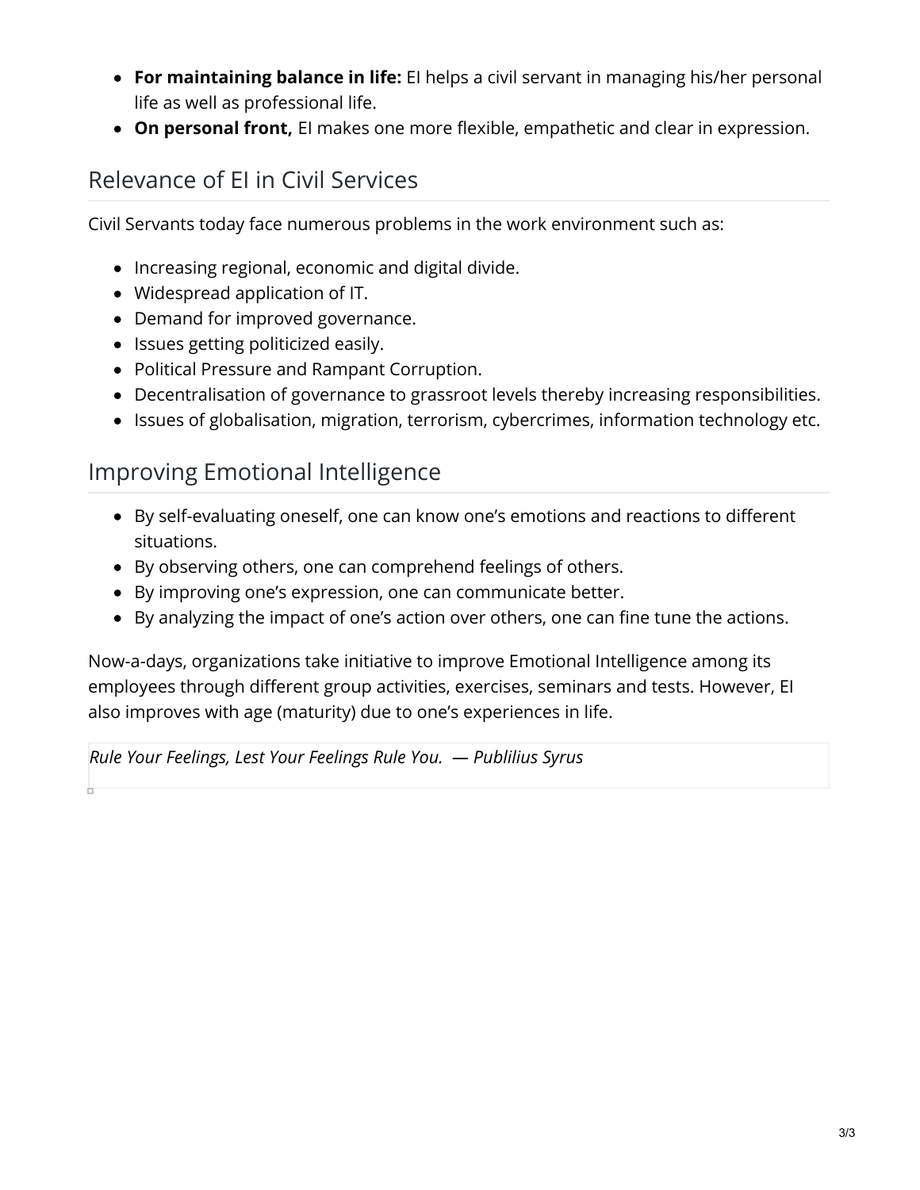- **For maintaining balance in life:** EI helps a civil servant in managing his/her personal life as well as professional life.
- **On personal front,** EI makes one more flexible, empathetic and clear in expression.

## Relevance of EI in Civil Services

Civil Servants today face numerous problems in the work environment such as:

- Increasing regional, economic and digital divide.
- Widespread application of IT.
- Demand for improved governance.
- Issues getting politicized easily.
- Political Pressure and Rampant Corruption.
- Decentralisation of governance to grassroot levels thereby increasing responsibilities.
- Issues of globalisation, migration, terrorism, cybercrimes, information technology etc.

## Improving Emotional Intelligence

- By self-evaluating oneself, one can know one's emotions and reactions to different situations.
- By observing others, one can comprehend feelings of others.
- By improving one's expression, one can communicate better.
- By analyzing the impact of one's action over others, one can fine tune the actions.

Now-a-days, organizations take initiative to improve Emotional Intelligence among its employees through different group activities, exercises, seminars and tests. However, EI also improves with age (maturity) due to one's experiences in life.

*Rule Your Feelings, Lest Your Feelings Rule You. — Publilius Syrus*